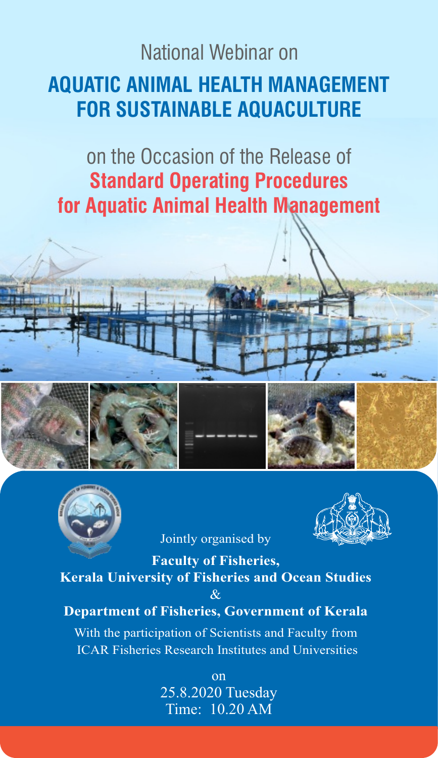National Webinar on

# AQUATIC ANIMAL HEALTH MANAGEMENT FOR SUSTAINABLE AQUACULTURE

on the Occasion of the Release of

## Standard Operating Procedures for Aquatic Animal Health Management

Jointly organised by

**Faculty of Fisheries,**
**Kerala University of Fisheries and Ocean Studies**
&
**Department of Fisheries, Government of Kerala**

With the participation of Scientists and Faculty from ICAR Fisheries Research Institutes and Universities

on
25.8.2020 Tuesday
Time: 10.20 AM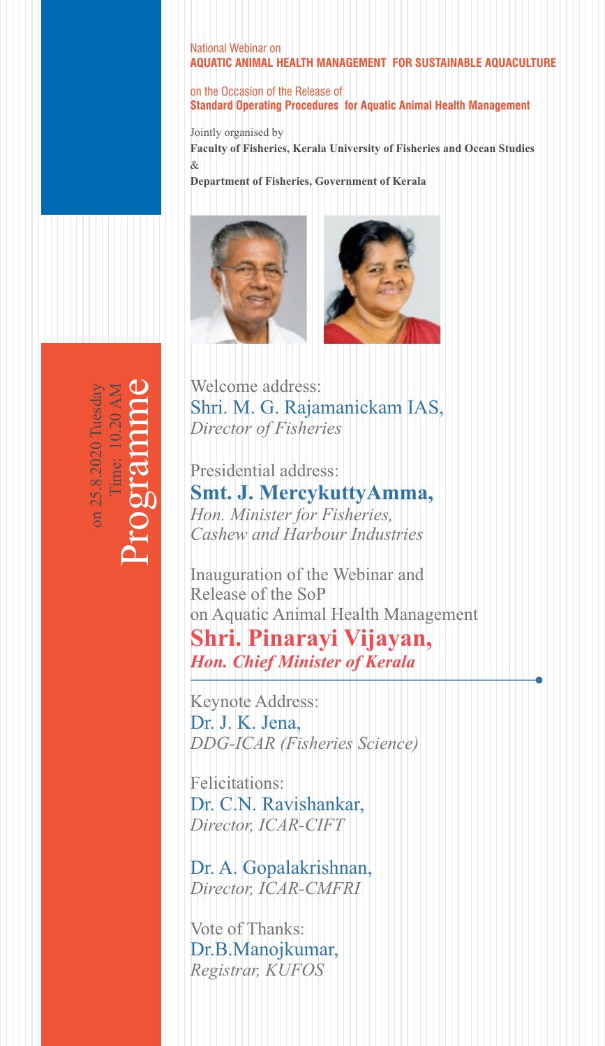National Webinar on
**AQUATIC ANIMAL HEALTH MANAGEMENT FOR SUSTAINABLE AQUACULTURE**

on the Occasion of the Release of
**Standard Operating Procedures for Aquatic Animal Health Management**

Jointly organised by
**Faculty of Fisheries, Kerala University of Fisheries and Ocean Studies**
&
**Department of Fisheries, Government of Kerala**

# Programme

on 25.8.2020 Tuesday
Time: 10.20 AM

Welcome address:
Shri. M. G. Rajamanickam IAS,
*Director of Fisheries*

Presidential address:
**Smt. J. MercykuttyAmma,**
*Hon. Minister for Fisheries, Cashew and Harbour Industries*

Inauguration of the Webinar and Release of the SoP on Aquatic Animal Health Management
**Shri. Pinarayi Vijayan,**
***Hon. Chief Minister of Kerala***

Keynote Address:
Dr. J. K. Jena,
*DDG-ICAR (Fisheries Science)*

Felicitations:
Dr. C.N. Ravishankar,
*Director, ICAR-CIFT*

Dr. A. Gopalakrishnan,
*Director, ICAR-CMFRI*

Vote of Thanks:
Dr.B.Manojkumar,
*Registrar, KUFOS*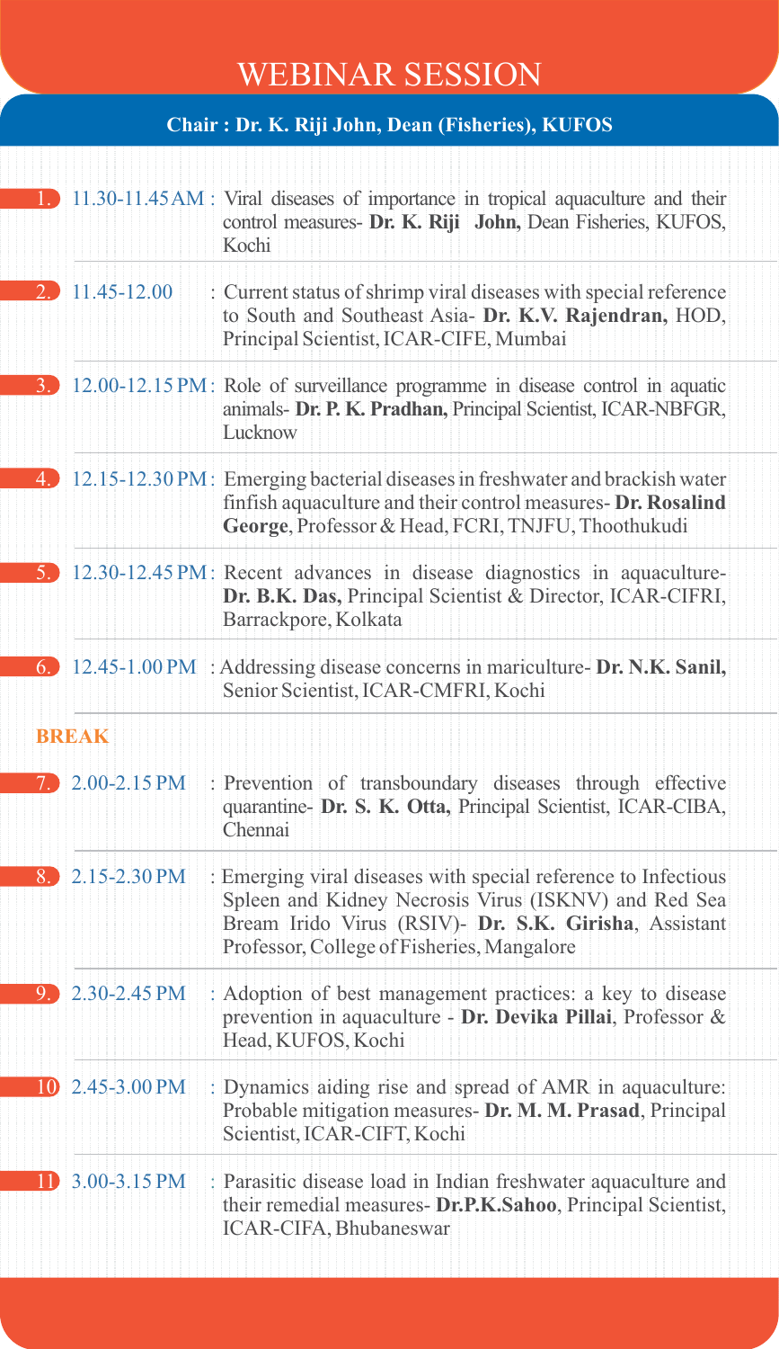# WEBINAR SESSION

**Chair : Dr. K. Riji John, Dean (Fisheries), KUFOS**

1. 11.30-11.45 AM : Viral diseases of importance in tropical aquaculture and their control measures- **Dr. K. Riji John,** Dean Fisheries, KUFOS, Kochi

2. 11.45-12.00 : Current status of shrimp viral diseases with special reference to South and Southeast Asia- **Dr. K.V. Rajendran,** HOD, Principal Scientist, ICAR-CIFE, Mumbai

3. 12.00-12.15 PM : Role of surveillance programme in disease control in aquatic animals- **Dr. P. K. Pradhan,** Principal Scientist, ICAR-NBFGR, Lucknow

4. 12.15-12.30 PM : Emerging bacterial diseases in freshwater and brackish water finfish aquaculture and their control measures- **Dr. Rosalind George**, Professor & Head, FCRI, TNJFU, Thoothukudi

5. 12.30-12.45 PM : Recent advances in disease diagnostics in aquaculture- **Dr. B.K. Das,** Principal Scientist & Director, ICAR-CIFRI, Barrackpore, Kolkata

6. 12.45-1.00 PM : Addressing disease concerns in mariculture- **Dr. N.K. Sanil,** Senior Scientist, ICAR-CMFRI, Kochi

**BREAK**

7. 2.00-2.15 PM : Prevention of transboundary diseases through effective quarantine- **Dr. S. K. Otta,** Principal Scientist, ICAR-CIBA, Chennai

8. 2.15-2.30 PM : Emerging viral diseases with special reference to Infectious Spleen and Kidney Necrosis Virus (ISKNV) and Red Sea Bream Irido Virus (RSIV)- **Dr. S.K. Girisha**, Assistant Professor, College of Fisheries, Mangalore

9. 2.30-2.45 PM : Adoption of best management practices: a key to disease prevention in aquaculture - **Dr. Devika Pillai**, Professor & Head, KUFOS, Kochi

10. 2.45-3.00 PM : Dynamics aiding rise and spread of AMR in aquaculture: Probable mitigation measures- **Dr. M. M. Prasad**, Principal Scientist, ICAR-CIFT, Kochi

11. 3.00-3.15 PM : Parasitic disease load in Indian freshwater aquaculture and their remedial measures- **Dr.P.K.Sahoo**, Principal Scientist, ICAR-CIFA, Bhubaneswar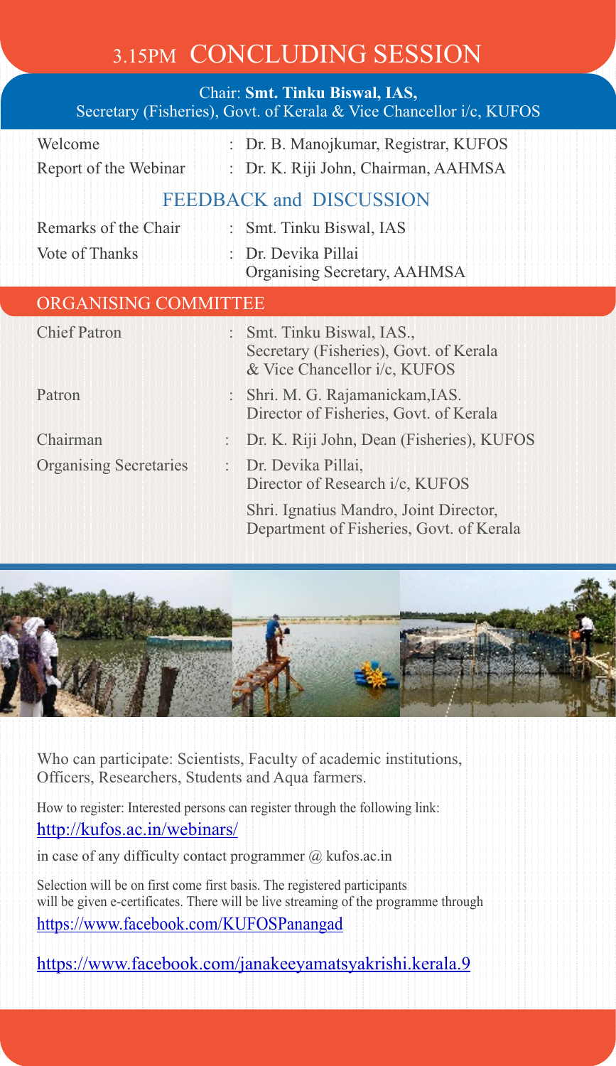# 3.15PM CONCLUDING SESSION

Chair: **Smt. Tinku Biswal, IAS,**
Secretary (Fisheries), Govt. of Kerala & Vice Chancellor i/c, KUFOS

| | | |
|---|---|---|
| Welcome | : | Dr. B. Manojkumar, Registrar, KUFOS |
| Report of the Webinar | : | Dr. K. Riji John, Chairman, AAHMSA |

## FEEDBACK and DISCUSSION

| | | |
|---|---|---|
| Remarks of the Chair | : | Smt. Tinku Biswal, IAS |
| Vote of Thanks | : | Dr. Devika Pillai<br>Organising Secretary, AAHMSA |

## ORGANISING COMMITTEE

| | | |
|---|---|---|
| Chief Patron | : | Smt. Tinku Biswal, IAS.,<br>Secretary (Fisheries), Govt. of Kerala<br>& Vice Chancellor i/c, KUFOS |
| Patron | : | Shri. M. G. Rajamanickam,IAS.<br>Director of Fisheries, Govt. of Kerala |
| Chairman | : | Dr. K. Riji John, Dean (Fisheries), KUFOS |
| Organising Secretaries | : | Dr. Devika Pillai,<br>Director of Research i/c, KUFOS<br><br>Shri. Ignatius Mandro, Joint Director,<br>Department of Fisheries, Govt. of Kerala |

Who can participate: Scientists, Faculty of academic institutions, Officers, Researchers, Students and Aqua farmers.

How to register: Interested persons can register through the following link:
http://kufos.ac.in/webinars/

in case of any difficulty contact programmer @ kufos.ac.in

Selection will be on first come first basis. The registered participants will be given e-certificates. There will be live streaming of the programme through
https://www.facebook.com/KUFOSPanangad

https://www.facebook.com/janakeeyamatsyakrishi.kerala.9